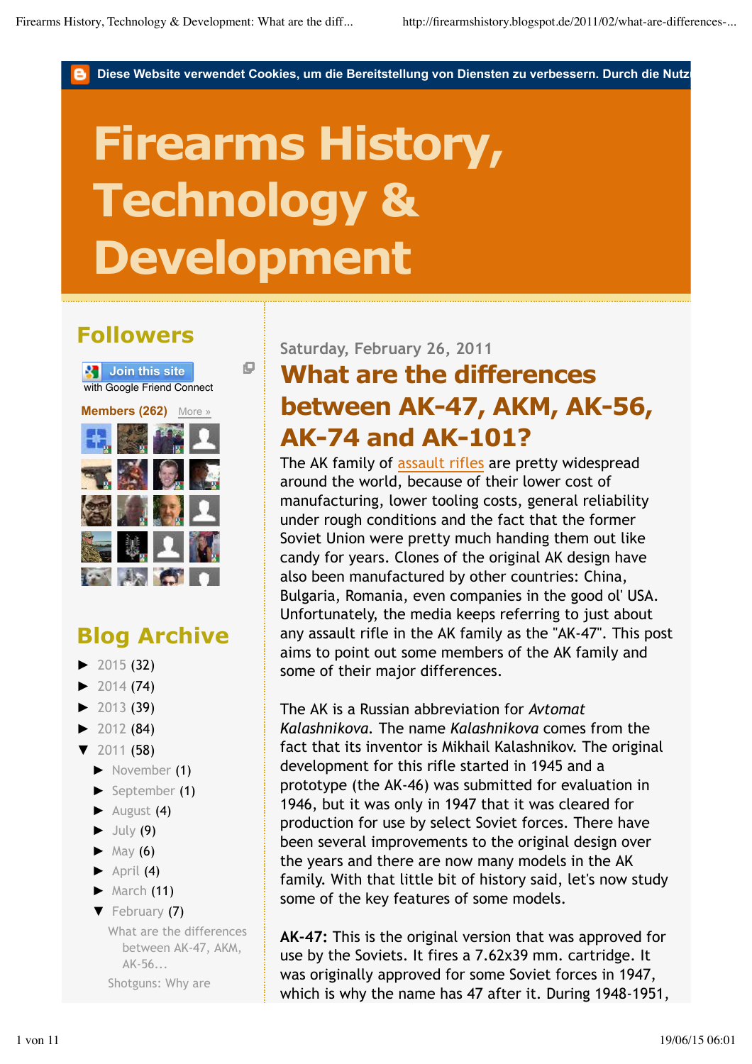Diese Website verwendet Cookies, um die Bereitstellung von Diensten zu verbessern. Durch die Nutz

# Firearms History, Technology & Development

## Followers

Join this site
with Google Friend Connect

Members (262) More »

## Blog Archive

- ► 2015 (32)
- ► 2014 (74)
- ► 2013 (39)
- ► 2012 (84)
- ▼ 2011 (58)
  - ► November (1)
  - ► September (1)
  - ► August (4)
  - ► July (9)
  - ► May (6)
  - ► April (4)
  - ► March (11)
  - ▼ February (7)
    - What are the differences between AK-47, AKM, AK-56...
    - Shotguns: Why are

Saturday, February 26, 2011

## What are the differences between AK-47, AKM, AK-56, AK-74 and AK-101?

The AK family of assault rifles are pretty widespread around the world, because of their lower cost of manufacturing, lower tooling costs, general reliability under rough conditions and the fact that the former Soviet Union were pretty much handing them out like candy for years. Clones of the original AK design have also been manufactured by other countries: China, Bulgaria, Romania, even companies in the good ol' USA. Unfortunately, the media keeps referring to just about any assault rifle in the AK family as the "AK-47". This post aims to point out some members of the AK family and some of their major differences.

The AK is a Russian abbreviation for *Avtomat Kalashnikova*. The name *Kalashnikova* comes from the fact that its inventor is Mikhail Kalashnikov. The original development for this rifle started in 1945 and a prototype (the AK-46) was submitted for evaluation in 1946, but it was only in 1947 that it was cleared for production for use by select Soviet forces. There have been several improvements to the original design over the years and there are now many models in the AK family. With that little bit of history said, let's now study some of the key features of some models.

**AK-47:** This is the original version that was approved for use by the Soviets. It fires a 7.62x39 mm. cartridge. It was originally approved for some Soviet forces in 1947, which is why the name has 47 after it. During 1948-1951,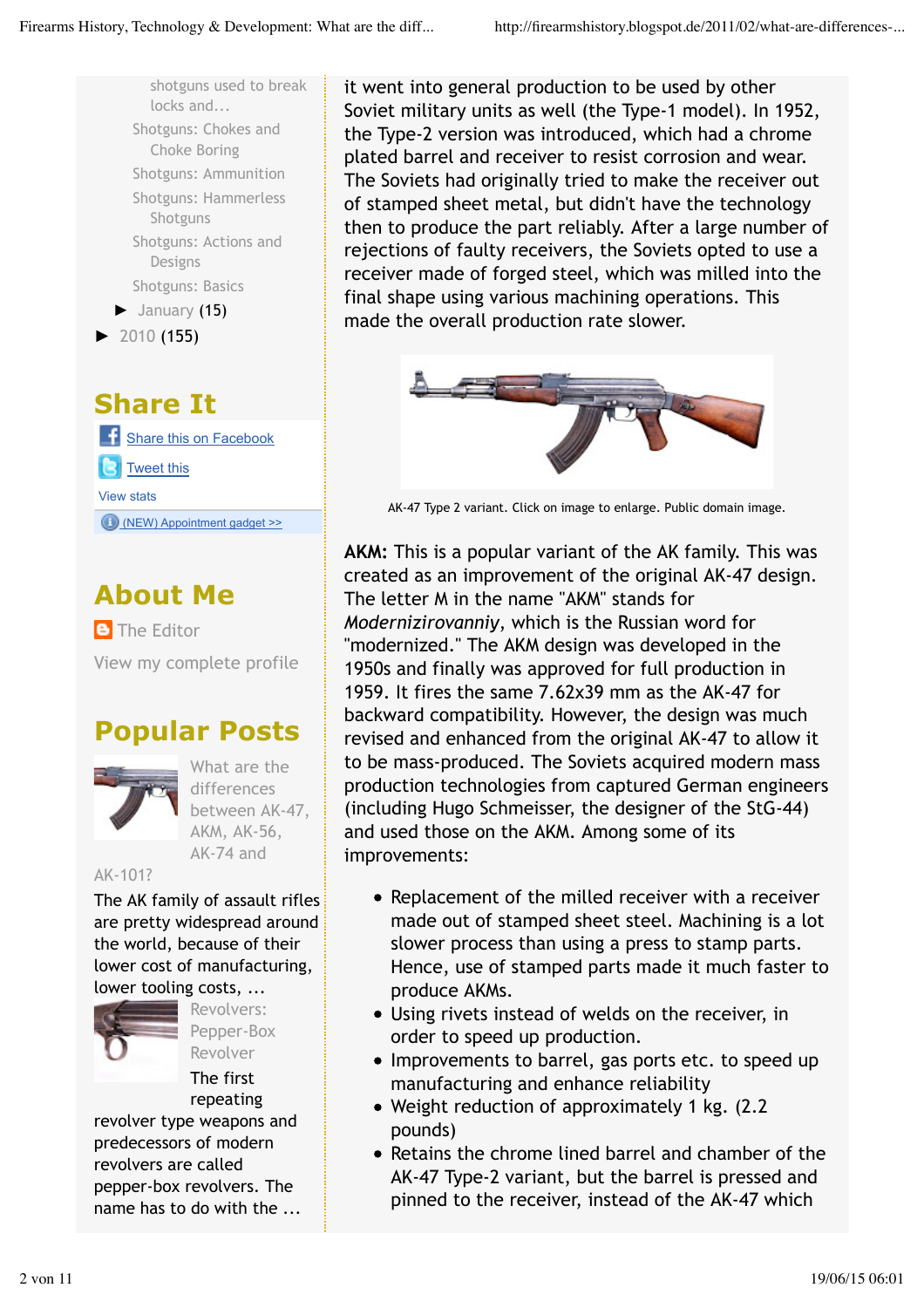shotguns used to break locks and...

Shotguns: Chokes and Choke Boring

Shotguns: Ammunition

Shotguns: Hammerless Shotguns

Shotguns: Actions and Designs

Shotguns: Basics

► January (15)

► 2010 (155)

## Share It

Share this on Facebook

Tweet this

View stats

(NEW) Appointment gadget >>

## About Me

The Editor

View my complete profile

## Popular Posts

What are the differences between AK-47, AKM, AK-56, AK-74 and AK-101?

The AK family of assault rifles are pretty widespread around the world, because of their lower cost of manufacturing, lower tooling costs, ...

Revolvers: Pepper-Box Revolver

The first repeating revolver type weapons and predecessors of modern revolvers are called pepper-box revolvers. The name has to do with the ...

it went into general production to be used by other Soviet military units as well (the Type-1 model). In 1952, the Type-2 version was introduced, which had a chrome plated barrel and receiver to resist corrosion and wear. The Soviets had originally tried to make the receiver out of stamped sheet metal, but didn't have the technology then to produce the part reliably. After a large number of rejections of faulty receivers, the Soviets opted to use a receiver made of forged steel, which was milled into the final shape using various machining operations. This made the overall production rate slower.

AK-47 Type 2 variant. Click on image to enlarge. Public domain image.

**AKM:** This is a popular variant of the AK family. This was created as an improvement of the original AK-47 design. The letter M in the name "AKM" stands for *Modernizirovanniy*, which is the Russian word for "modernized." The AKM design was developed in the 1950s and finally was approved for full production in 1959. It fires the same 7.62x39 mm as the AK-47 for backward compatibility. However, the design was much revised and enhanced from the original AK-47 to allow it to be mass-produced. The Soviets acquired modern mass production technologies from captured German engineers (including Hugo Schmeisser, the designer of the StG-44) and used those on the AKM. Among some of its improvements:

- Replacement of the milled receiver with a receiver made out of stamped sheet steel. Machining is a lot slower process than using a press to stamp parts. Hence, use of stamped parts made it much faster to produce AKMs.
- Using rivets instead of welds on the receiver, in order to speed up production.
- Improvements to barrel, gas ports etc. to speed up manufacturing and enhance reliability
- Weight reduction of approximately 1 kg. (2.2 pounds)
- Retains the chrome lined barrel and chamber of the AK-47 Type-2 variant, but the barrel is pressed and pinned to the receiver, instead of the AK-47 which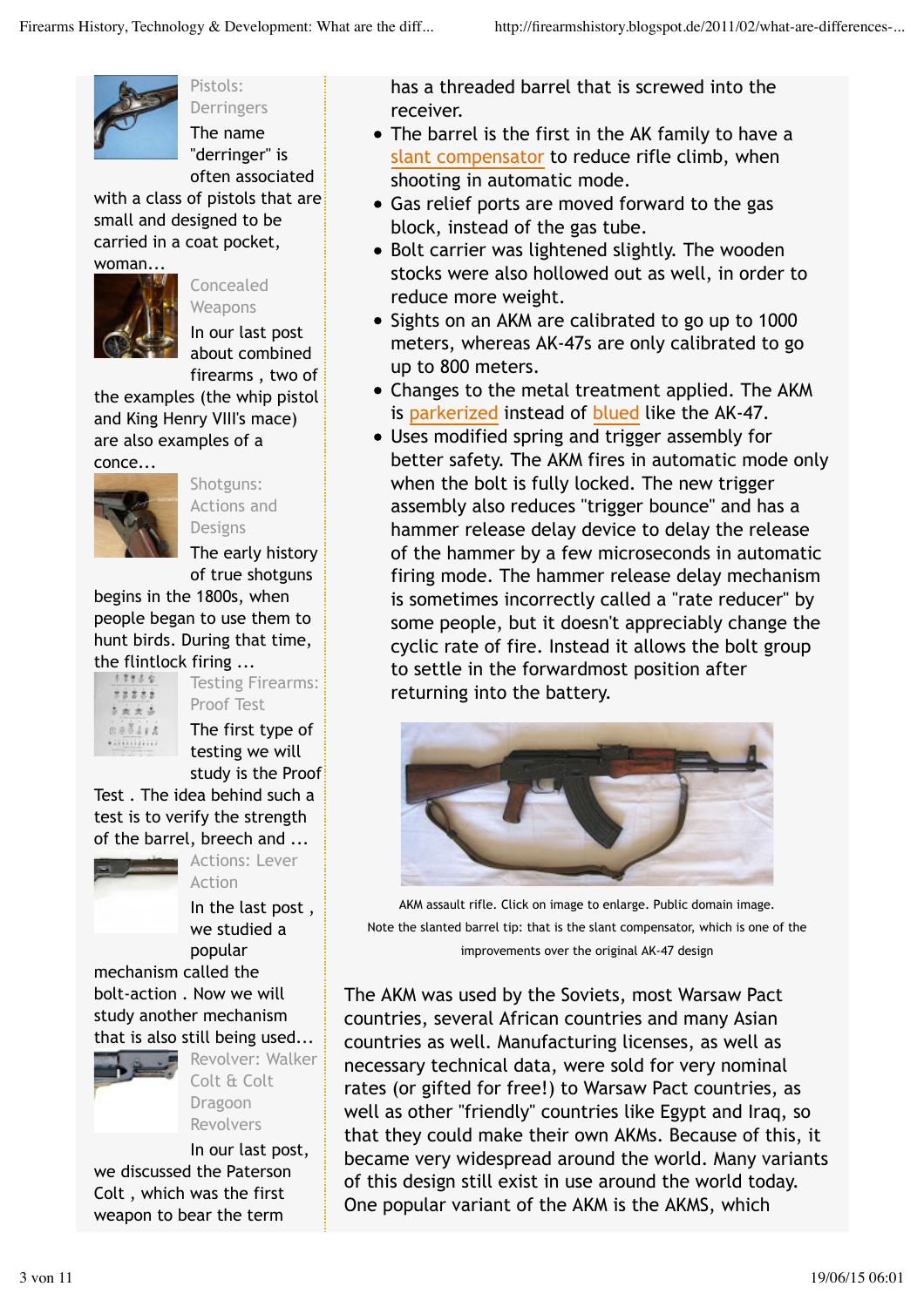Pistols: Derringers

The name "derringer" is often associated with a class of pistols that are small and designed to be carried in a coat pocket, woman...

Concealed Weapons

In our last post about combined firearms , two of the examples (the whip pistol and King Henry VIII's mace) are also examples of a conce...

Shotguns: Actions and Designs

The early history of true shotguns begins in the 1800s, when people began to use them to hunt birds. During that time, the flintlock firing ...

Testing Firearms: Proof Test

The first type of testing we will study is the Proof Test . The idea behind such a test is to verify the strength of the barrel, breech and ...

Actions: Lever Action

In the last post , we studied a popular mechanism called the bolt-action . Now we will study another mechanism that is also still being used...

Revolver: Walker Colt & Colt Dragoon Revolvers

In our last post, we discussed the Paterson Colt , which was the first weapon to bear the term

has a threaded barrel that is screwed into the receiver.

- The barrel is the first in the AK family to have a slant compensator to reduce rifle climb, when shooting in automatic mode.
- Gas relief ports are moved forward to the gas block, instead of the gas tube.
- Bolt carrier was lightened slightly. The wooden stocks were also hollowed out as well, in order to reduce more weight.
- Sights on an AKM are calibrated to go up to 1000 meters, whereas AK-47s are only calibrated to go up to 800 meters.
- Changes to the metal treatment applied. The AKM is parkerized instead of blued like the AK-47.
- Uses modified spring and trigger assembly for better safety. The AKM fires in automatic mode only when the bolt is fully locked. The new trigger assembly also reduces "trigger bounce" and has a hammer release delay device to delay the release of the hammer by a few microseconds in automatic firing mode. The hammer release delay mechanism is sometimes incorrectly called a "rate reducer" by some people, but it doesn't appreciably change the cyclic rate of fire. Instead it allows the bolt group to settle in the forwardmost position after returning into the battery.

AKM assault rifle. Click on image to enlarge. Public domain image. Note the slanted barrel tip: that is the slant compensator, which is one of the improvements over the original AK-47 design

The AKM was used by the Soviets, most Warsaw Pact countries, several African countries and many Asian countries as well. Manufacturing licenses, as well as necessary technical data, were sold for very nominal rates (or gifted for free!) to Warsaw Pact countries, as well as other "friendly" countries like Egypt and Iraq, so that they could make their own AKMs. Because of this, it became very widespread around the world. Many variants of this design still exist in use around the world today. One popular variant of the AKM is the AKMS, which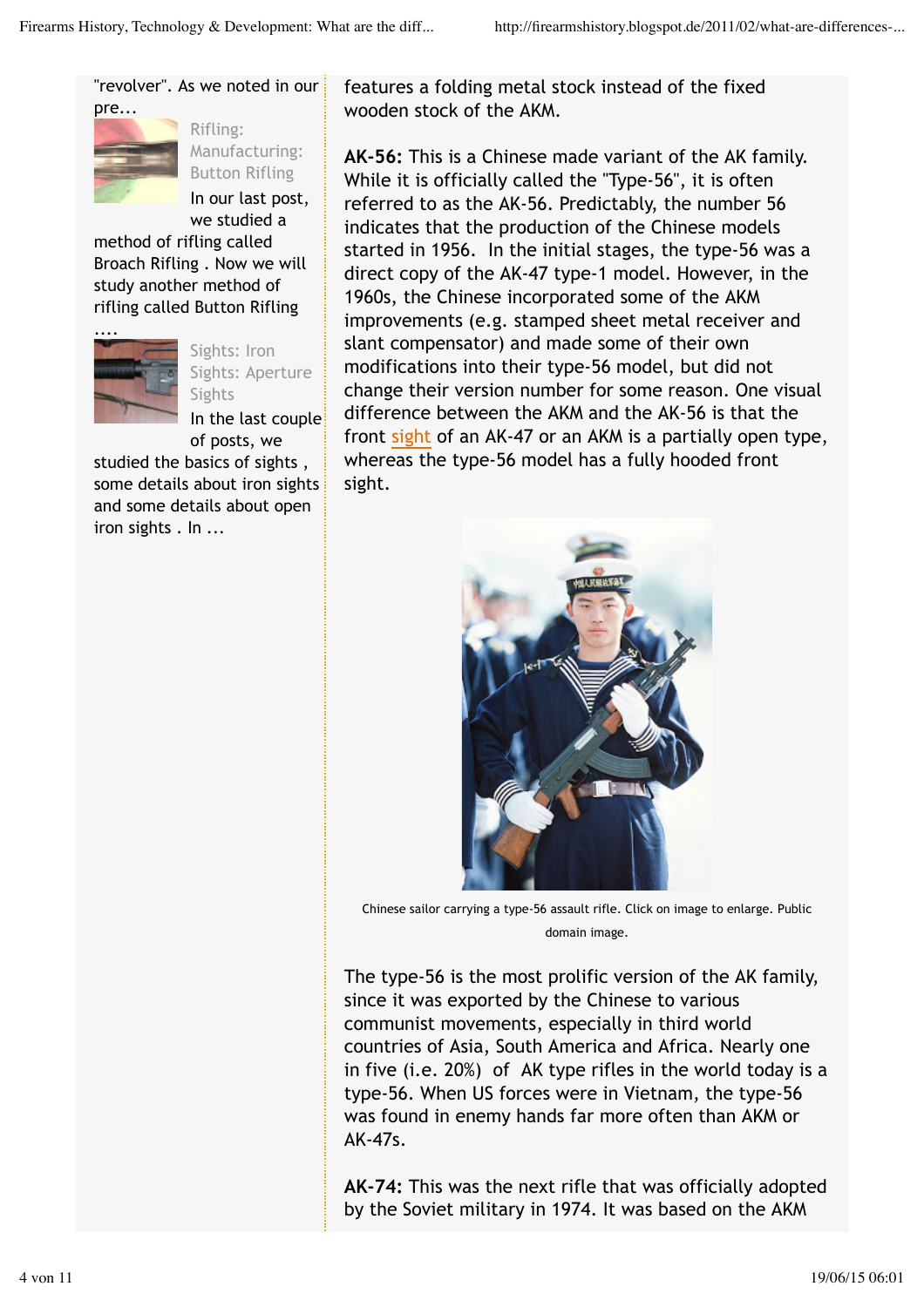"revolver". As we noted in our pre...

Rifling: Manufacturing: Button Rifling

In our last post, we studied a method of rifling called Broach Rifling . Now we will study another method of rifling called Button Rifling ....

Sights: Iron Sights: Aperture Sights

In the last couple of posts, we studied the basics of sights , some details about iron sights and some details about open iron sights . In ...

features a folding metal stock instead of the fixed wooden stock of the AKM.

**AK-56:** This is a Chinese made variant of the AK family. While it is officially called the "Type-56", it is often referred to as the AK-56. Predictably, the number 56 indicates that the production of the Chinese models started in 1956. In the initial stages, the type-56 was a direct copy of the AK-47 type-1 model. However, in the 1960s, the Chinese incorporated some of the AKM improvements (e.g. stamped sheet metal receiver and slant compensator) and made some of their own modifications into their type-56 model, but did not change their version number for some reason. One visual difference between the AKM and the AK-56 is that the front sight of an AK-47 or an AKM is a partially open type, whereas the type-56 model has a fully hooded front sight.

Chinese sailor carrying a type-56 assault rifle. Click on image to enlarge. Public domain image.

The type-56 is the most prolific version of the AK family, since it was exported by the Chinese to various communist movements, especially in third world countries of Asia, South America and Africa. Nearly one in five (i.e. 20%) of AK type rifles in the world today is a type-56. When US forces were in Vietnam, the type-56 was found in enemy hands far more often than AKM or AK-47s.

**AK-74:** This was the next rifle that was officially adopted by the Soviet military in 1974. It was based on the AKM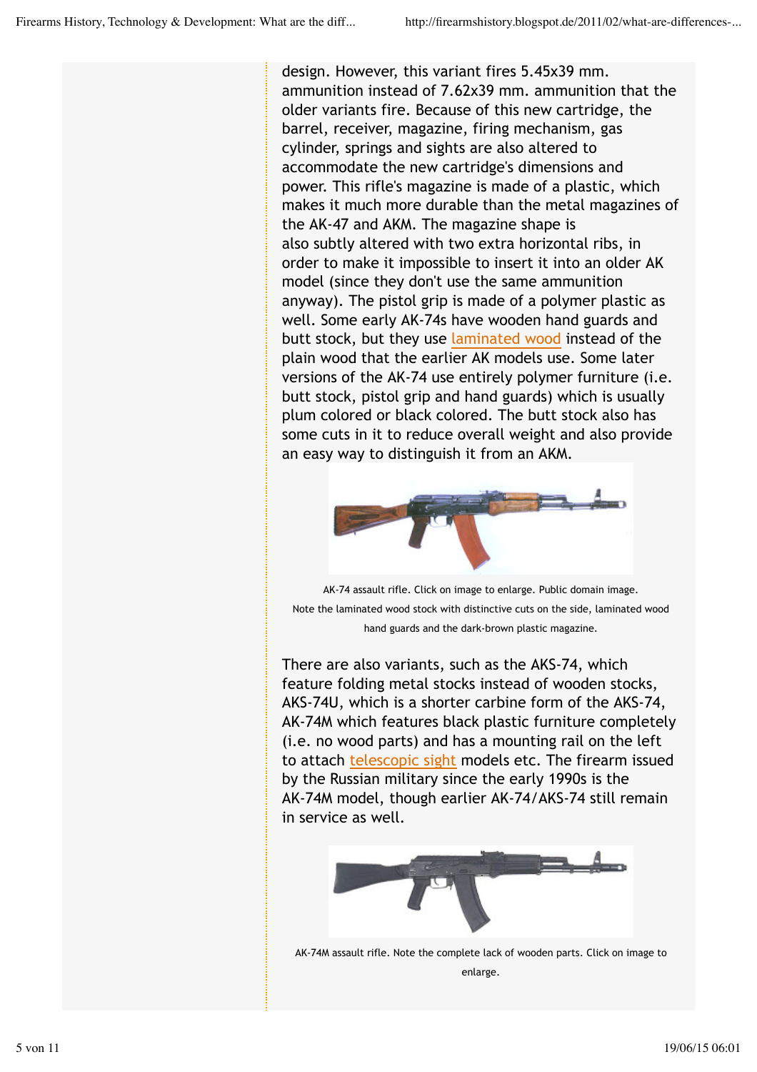design. However, this variant fires 5.45x39 mm. ammunition instead of 7.62x39 mm. ammunition that the older variants fire. Because of this new cartridge, the barrel, receiver, magazine, firing mechanism, gas cylinder, springs and sights are also altered to accommodate the new cartridge's dimensions and power. This rifle's magazine is made of a plastic, which makes it much more durable than the metal magazines of the AK-47 and AKM. The magazine shape is also subtly altered with two extra horizontal ribs, in order to make it impossible to insert it into an older AK model (since they don't use the same ammunition anyway). The pistol grip is made of a polymer plastic as well. Some early AK-74s have wooden hand guards and butt stock, but they use laminated wood instead of the plain wood that the earlier AK models use. Some later versions of the AK-74 use entirely polymer furniture (i.e. butt stock, pistol grip and hand guards) which is usually plum colored or black colored. The butt stock also has some cuts in it to reduce overall weight and also provide an easy way to distinguish it from an AKM.

AK-74 assault rifle. Click on image to enlarge. Public domain image. Note the laminated wood stock with distinctive cuts on the side, laminated wood hand guards and the dark-brown plastic magazine.

There are also variants, such as the AKS-74, which feature folding metal stocks instead of wooden stocks, AKS-74U, which is a shorter carbine form of the AKS-74, AK-74M which features black plastic furniture completely (i.e. no wood parts) and has a mounting rail on the left to attach telescopic sight models etc. The firearm issued by the Russian military since the early 1990s is the AK-74M model, though earlier AK-74/AKS-74 still remain in service as well.

AK-74M assault rifle. Note the complete lack of wooden parts. Click on image to enlarge.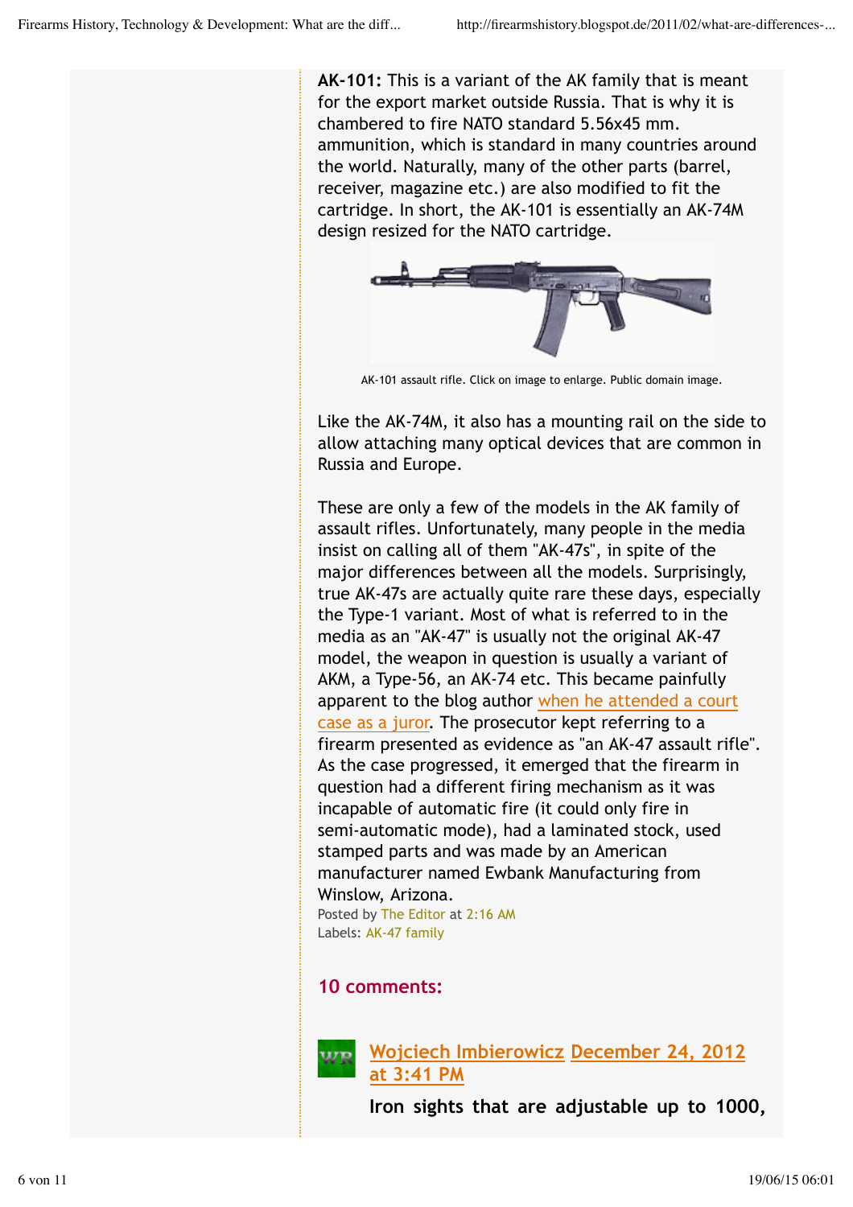**AK-101:** This is a variant of the AK family that is meant for the export market outside Russia. That is why it is chambered to fire NATO standard 5.56x45 mm. ammunition, which is standard in many countries around the world. Naturally, many of the other parts (barrel, receiver, magazine etc.) are also modified to fit the cartridge. In short, the AK-101 is essentially an AK-74M design resized for the NATO cartridge.

AK-101 assault rifle. Click on image to enlarge. Public domain image.

Like the AK-74M, it also has a mounting rail on the side to allow attaching many optical devices that are common in Russia and Europe.

These are only a few of the models in the AK family of assault rifles. Unfortunately, many people in the media insist on calling all of them "AK-47s", in spite of the major differences between all the models. Surprisingly, true AK-47s are actually quite rare these days, especially the Type-1 variant. Most of what is referred to in the media as an "AK-47" is usually not the original AK-47 model, the weapon in question is usually a variant of AKM, a Type-56, an AK-74 etc. This became painfully apparent to the blog author when he attended a court case as a juror. The prosecutor kept referring to a firearm presented as evidence as "an AK-47 assault rifle". As the case progressed, it emerged that the firearm in question had a different firing mechanism as it was incapable of automatic fire (it could only fire in semi-automatic mode), had a laminated stock, used stamped parts and was made by an American manufacturer named Ewbank Manufacturing from Winslow, Arizona.

Posted by The Editor at 2:16 AM
Labels: AK-47 family

## 10 comments:

**Wojciech Imbierowicz December 24, 2012 at 3:41 PM**

**Iron sights that are adjustable up to 1000,**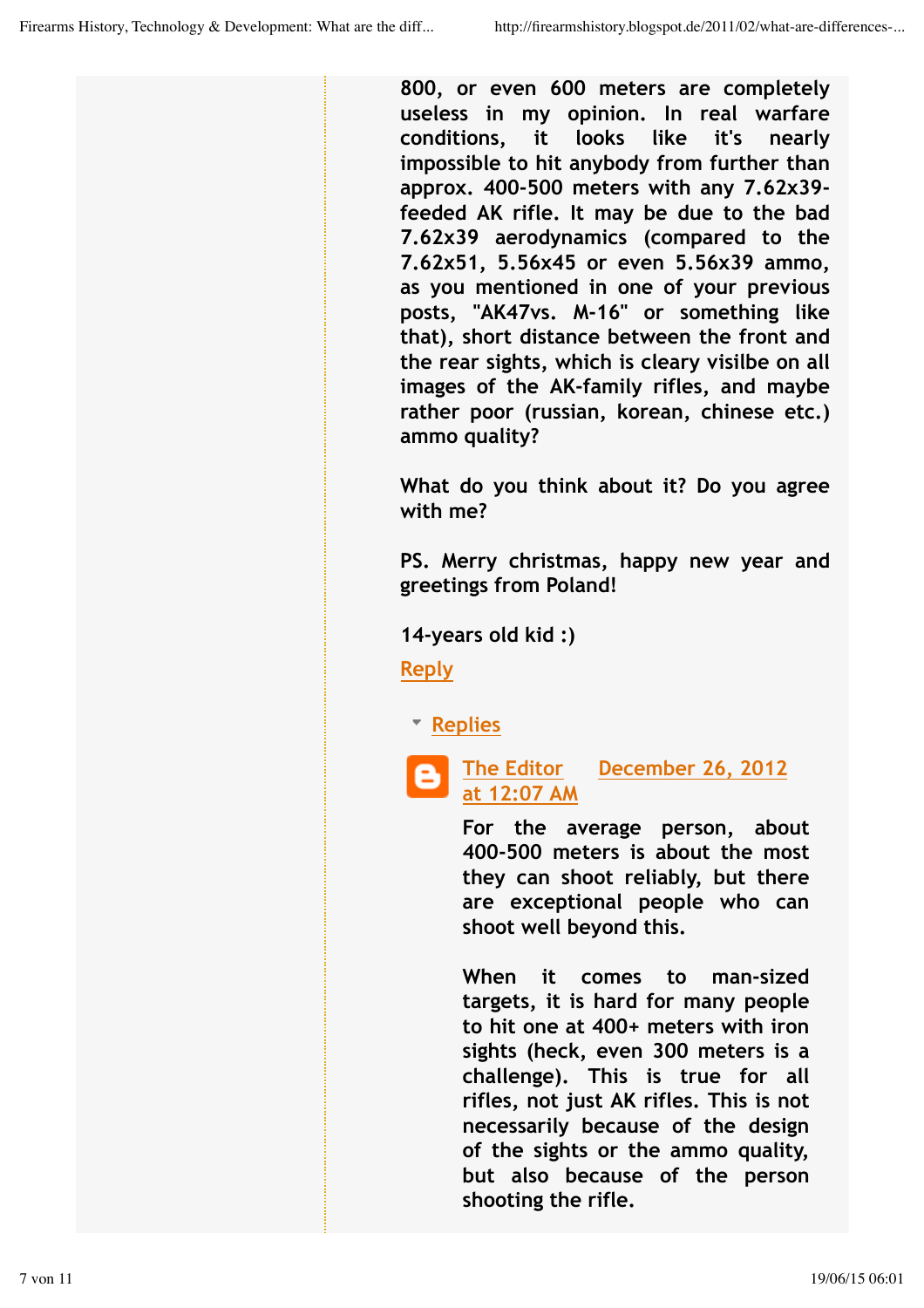800, or even 600 meters are completely useless in my opinion. In real warfare conditions, it looks like it's nearly impossible to hit anybody from further than approx. 400-500 meters with any 7.62x39-feeded AK rifle. It may be due to the bad 7.62x39 aerodynamics (compared to the 7.62x51, 5.56x45 or even 5.56x39 ammo, as you mentioned in one of your previous posts, "AK47vs. M-16" or something like that), short distance between the front and the rear sights, which is cleary visilbe on all images of the AK-family rifles, and maybe rather poor (russian, korean, chinese etc.) ammo quality?

What do you think about it? Do you agree with me?

PS. Merry christmas, happy new year and greetings from Poland!

14-years old kid :)

Reply

Replies

**The Editor** December 26, 2012 at 12:07 AM

For the average person, about 400-500 meters is about the most they can shoot reliably, but there are exceptional people who can shoot well beyond this.

When it comes to man-sized targets, it is hard for many people to hit one at 400+ meters with iron sights (heck, even 300 meters is a challenge). This is true for all rifles, not just AK rifles. This is not necessarily because of the design of the sights or the ammo quality, but also because of the person shooting the rifle.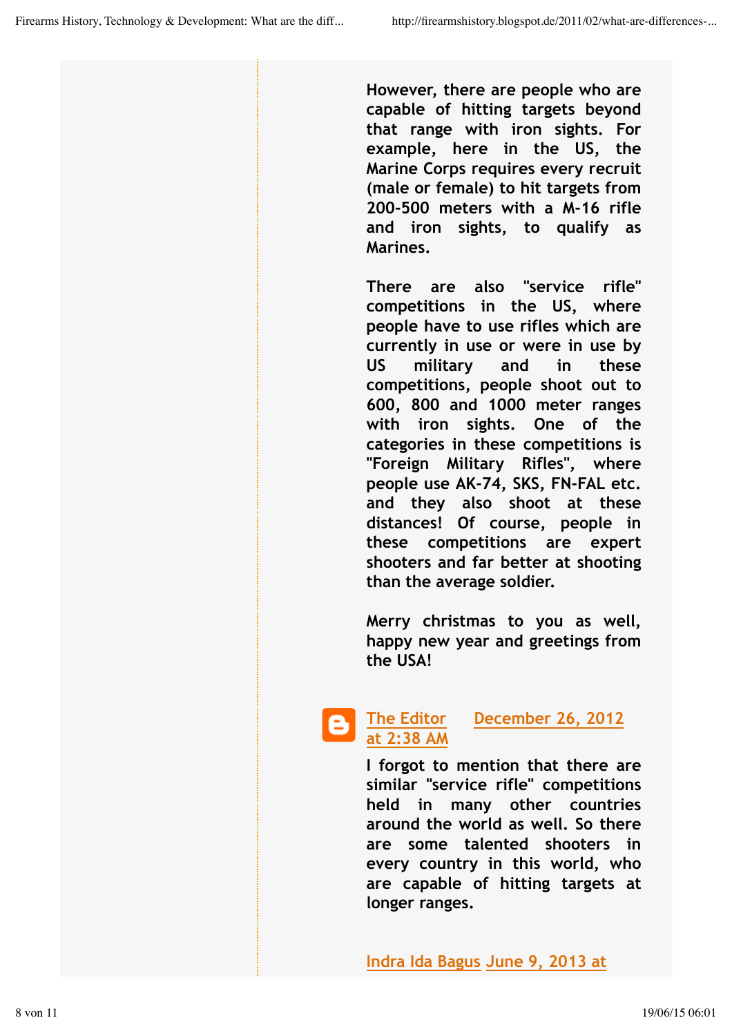However, there are people who are capable of hitting targets beyond that range with iron sights. For example, here in the US, the Marine Corps requires every recruit (male or female) to hit targets from 200-500 meters with a M-16 rifle and iron sights, to qualify as Marines.

There are also "service rifle" competitions in the US, where people have to use rifles which are currently in use or were in use by US military and in these competitions, people shoot out to 600, 800 and 1000 meter ranges with iron sights. One of the categories in these competitions is "Foreign Military Rifles", where people use AK-74, SKS, FN-FAL etc. and they also shoot at these distances! Of course, people in these competitions are expert shooters and far better at shooting than the average soldier.

Merry christmas to you as well, happy new year and greetings from the USA!

**The Editor** December 26, 2012 at 2:38 AM

I forgot to mention that there are similar "service rifle" competitions held in many other countries around the world as well. So there are some talented shooters in every country in this world, who are capable of hitting targets at longer ranges.

**Indra Ida Bagus** June 9, 2013 at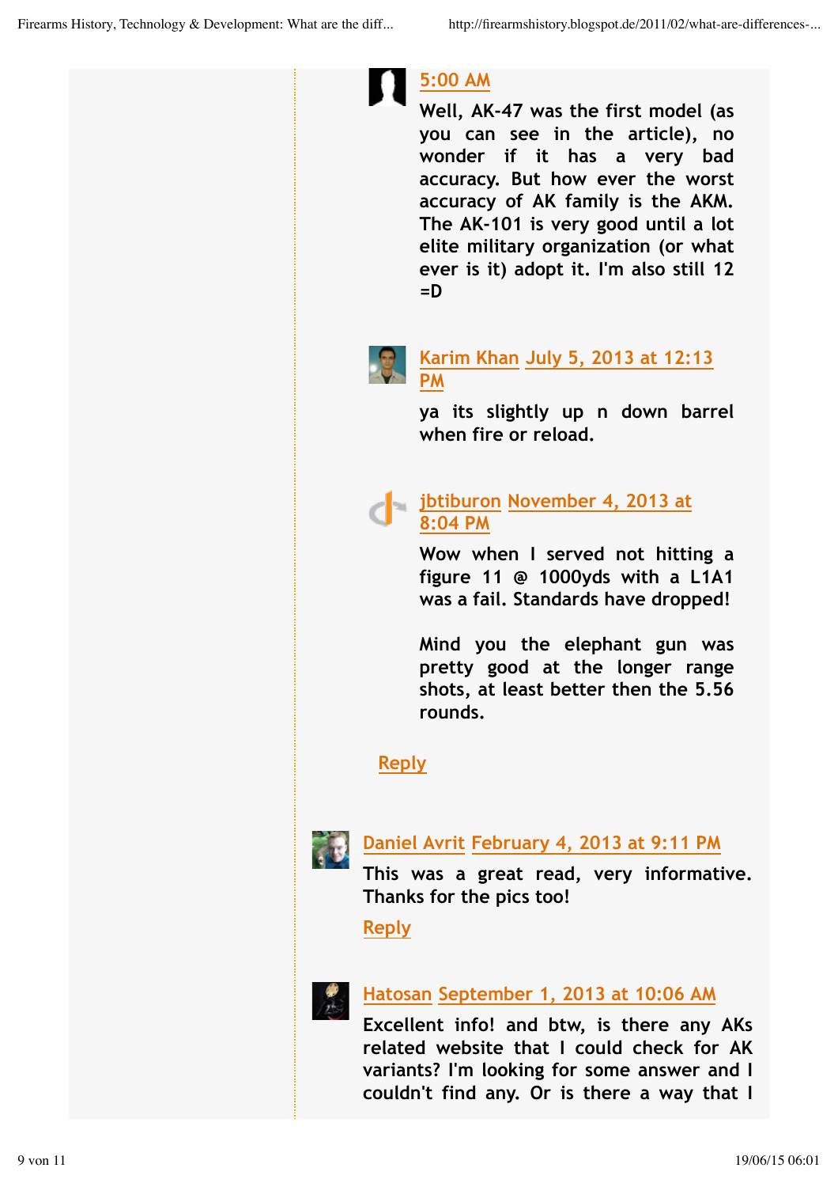5:00 AM

Well, AK-47 was the first model (as you can see in the article), no wonder if it has a very bad accuracy. But how ever the worst accuracy of AK family is the AKM. The AK-101 is very good until a lot elite military organization (or what ever is it) adopt it. I'm also still 12 =D

Karim Khan July 5, 2013 at 12:13 PM

ya its slightly up n down barrel when fire or reload.

jbtiburon November 4, 2013 at 8:04 PM

Wow when I served not hitting a figure 11 @ 1000yds with a L1A1 was a fail. Standards have dropped!

Mind you the elephant gun was pretty good at the longer range shots, at least better then the 5.56 rounds.

Reply

Daniel Avrit February 4, 2013 at 9:11 PM

This was a great read, very informative. Thanks for the pics too!

Reply

Hatosan September 1, 2013 at 10:06 AM

Excellent info! and btw, is there any AKs related website that I could check for AK variants? I'm looking for some answer and I couldn't find any. Or is there a way that I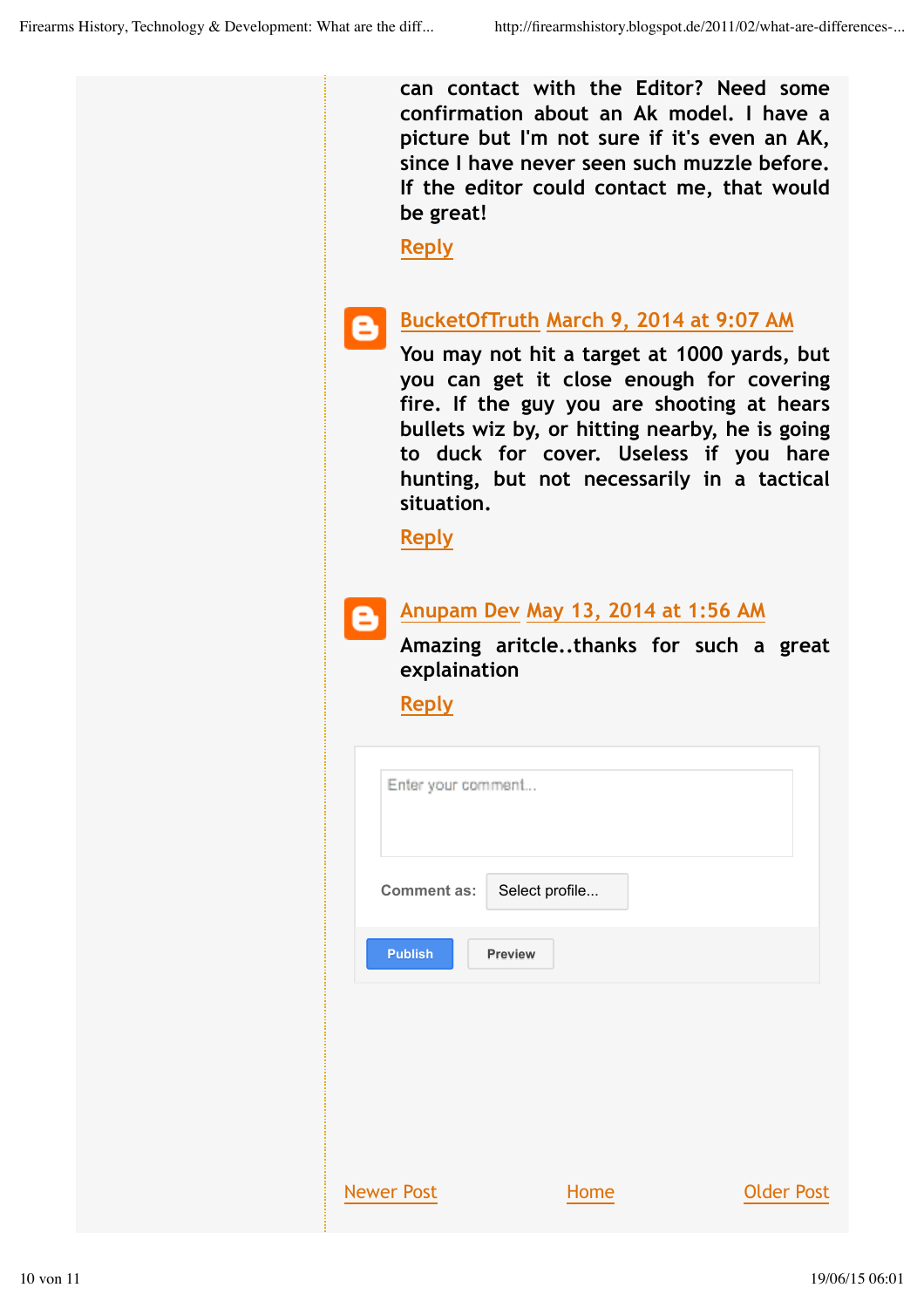can contact with the Editor? Need some confirmation about an Ak model. I have a picture but I'm not sure if it's even an AK, since I have never seen such muzzle before. If the editor could contact me, that would be great!

Reply

**BucketOfTruth** March 9, 2014 at 9:07 AM

You may not hit a target at 1000 yards, but you can get it close enough for covering fire. If the guy you are shooting at hears bullets wiz by, or hitting nearby, he is going to duck for cover. Useless if you hare hunting, but not necessarily in a tactical situation.

Reply

**Anupam Dev** May 13, 2014 at 1:56 AM

Amazing aritcle..thanks for such a great explaination

Reply

Enter your comment...

Comment as: Select profile...

Publish Preview

Newer Post Home Older Post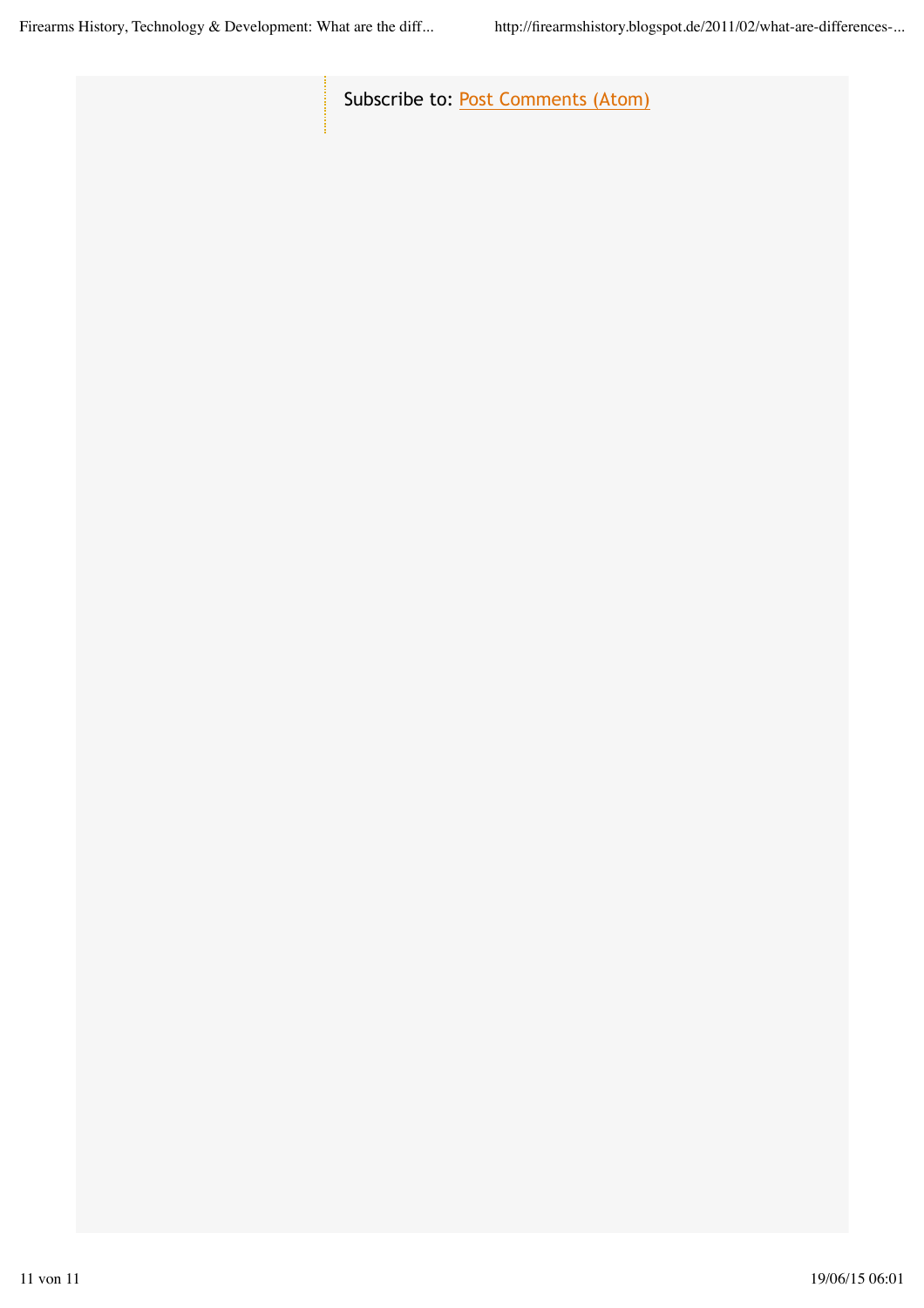Subscribe to: Post Comments (Atom)